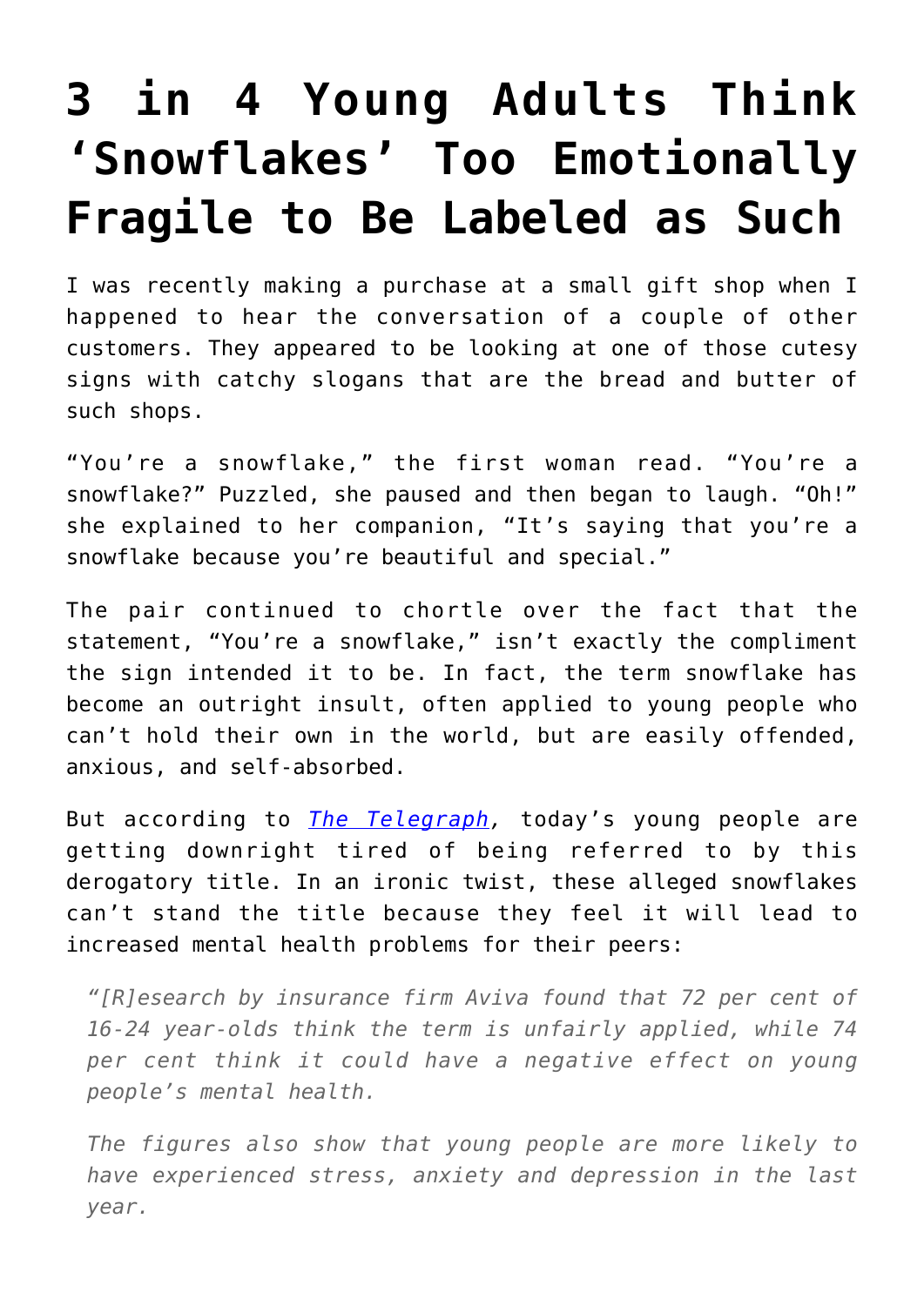# 3 in 4 Young Adults Think 'Snowflakes' Too Emotionally Fragile to Be Labeled as Such

I was recently making a purchase at a small gift shop when I happened to hear the conversation of a couple of other customers. They appeared to be looking at one of those cutesy signs with catchy slogans that are the bread and butter of such shops.

"You're a snowflake," the first woman read. "You're a snowflake?" Puzzled, she paused and then began to laugh. "Oh!" she explained to her companion, "It's saying that you're a snowflake because you're beautiful and special."

The pair continued to chortle over the fact that the statement, "You're a snowflake," isn't exactly the compliment the sign intended it to be. In fact, the term snowflake has become an outright insult, often applied to young people who can't hold their own in the world, but are easily offended, anxious, and self-absorbed.

But according to *The Telegraph*, today's young people are getting downright tired of being referred to by this derogatory title. In an ironic twist, these alleged snowflakes can't stand the title because they feel it will lead to increased mental health problems for their peers:

> *"[R]esearch by insurance firm Aviva found that 72 per cent of 16-24 year-olds think the term is unfairly applied, while 74 per cent think it could have a negative effect on young people's mental health.*
>
> *The figures also show that young people are more likely to have experienced stress, anxiety and depression in the last year.*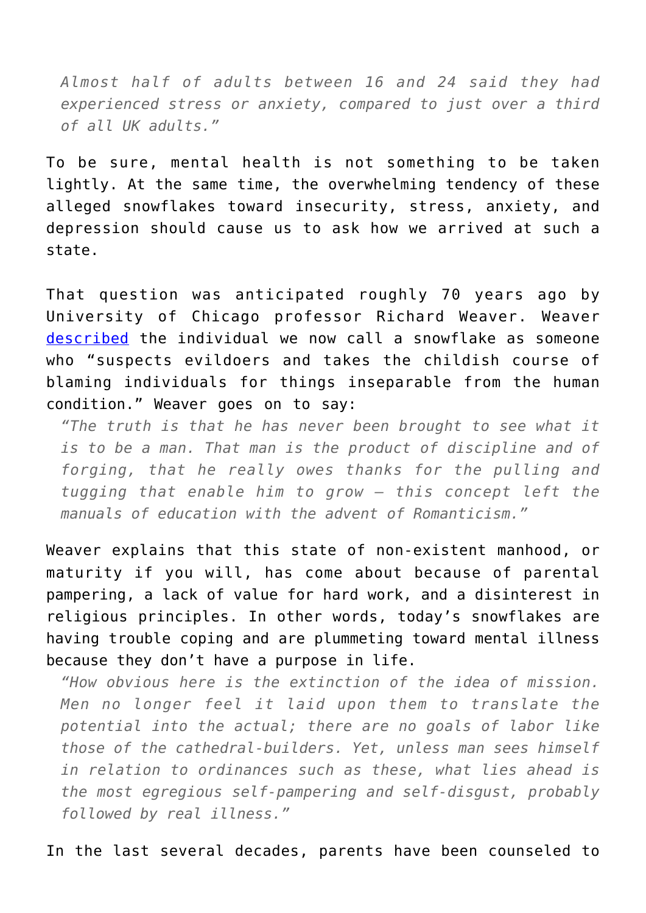> *Almost half of adults between 16 and 24 said they had experienced stress or anxiety, compared to just over a third of all UK adults."*

To be sure, mental health is not something to be taken lightly. At the same time, the overwhelming tendency of these alleged snowflakes toward insecurity, stress, anxiety, and depression should cause us to ask how we arrived at such a state.

That question was anticipated roughly 70 years ago by University of Chicago professor Richard Weaver. Weaver described the individual we now call a snowflake as someone who "suspects evildoers and takes the childish course of blaming individuals for things inseparable from the human condition." Weaver goes on to say:

> *"The truth is that he has never been brought to see what it is to be a man. That man is the product of discipline and of forging, that he really owes thanks for the pulling and tugging that enable him to grow – this concept left the manuals of education with the advent of Romanticism."*

Weaver explains that this state of non-existent manhood, or maturity if you will, has come about because of parental pampering, a lack of value for hard work, and a disinterest in religious principles. In other words, today's snowflakes are having trouble coping and are plummeting toward mental illness because they don't have a purpose in life.

> *"How obvious here is the extinction of the idea of mission. Men no longer feel it laid upon them to translate the potential into the actual; there are no goals of labor like those of the cathedral-builders. Yet, unless man sees himself in relation to ordinances such as these, what lies ahead is the most egregious self-pampering and self-disgust, probably followed by real illness."*

In the last several decades, parents have been counseled to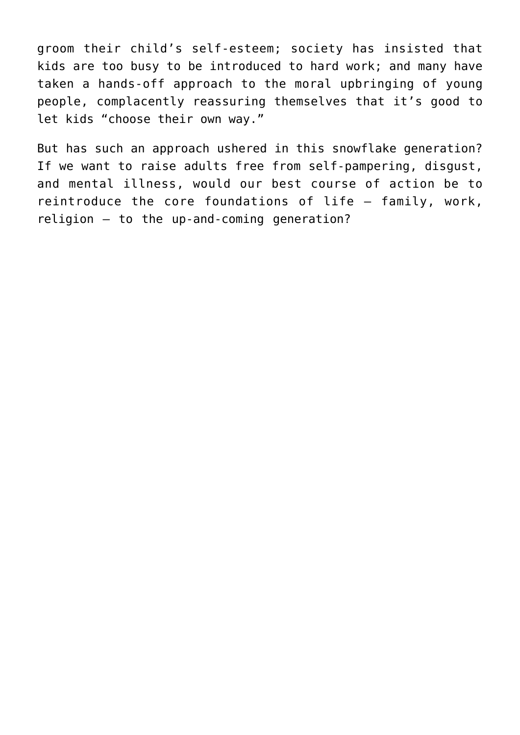groom their child's self-esteem; society has insisted that kids are too busy to be introduced to hard work; and many have taken a hands-off approach to the moral upbringing of young people, complacently reassuring themselves that it's good to let kids "choose their own way."

But has such an approach ushered in this snowflake generation? If we want to raise adults free from self-pampering, disgust, and mental illness, would our best course of action be to reintroduce the core foundations of life – family, work, religion – to the up-and-coming generation?